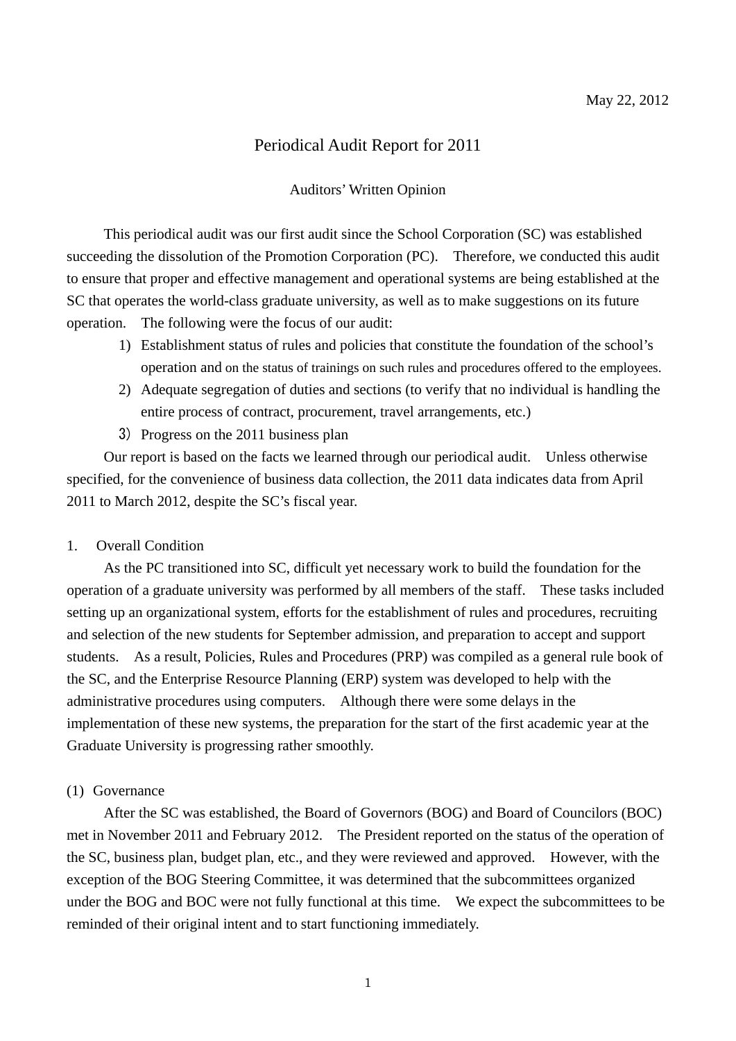May 22, 2012

# Periodical Audit Report for 2011

## Auditors' Written Opinion

This periodical audit was our first audit since the School Corporation (SC) was established succeeding the dissolution of the Promotion Corporation (PC). Therefore, we conducted this audit to ensure that proper and effective management and operational systems are being established at the SC that operates the world-class graduate university, as well as to make suggestions on its future operation. The following were the focus of our audit:

1) Establishment status of rules and policies that constitute the foundation of the school's operation and on the status of trainings on such rules and procedures offered to the employees.
2) Adequate segregation of duties and sections (to verify that no individual is handling the entire process of contract, procurement, travel arrangements, etc.)
3) Progress on the 2011 business plan

Our report is based on the facts we learned through our periodical audit. Unless otherwise specified, for the convenience of business data collection, the 2011 data indicates data from April 2011 to March 2012, despite the SC's fiscal year.

### 1. Overall Condition

As the PC transitioned into SC, difficult yet necessary work to build the foundation for the operation of a graduate university was performed by all members of the staff. These tasks included setting up an organizational system, efforts for the establishment of rules and procedures, recruiting and selection of the new students for September admission, and preparation to accept and support students. As a result, Policies, Rules and Procedures (PRP) was compiled as a general rule book of the SC, and the Enterprise Resource Planning (ERP) system was developed to help with the administrative procedures using computers. Although there were some delays in the implementation of these new systems, the preparation for the start of the first academic year at the Graduate University is progressing rather smoothly.

#### (1) Governance

After the SC was established, the Board of Governors (BOG) and Board of Councilors (BOC) met in November 2011 and February 2012. The President reported on the status of the operation of the SC, business plan, budget plan, etc., and they were reviewed and approved. However, with the exception of the BOG Steering Committee, it was determined that the subcommittees organized under the BOG and BOC were not fully functional at this time. We expect the subcommittees to be reminded of their original intent and to start functioning immediately.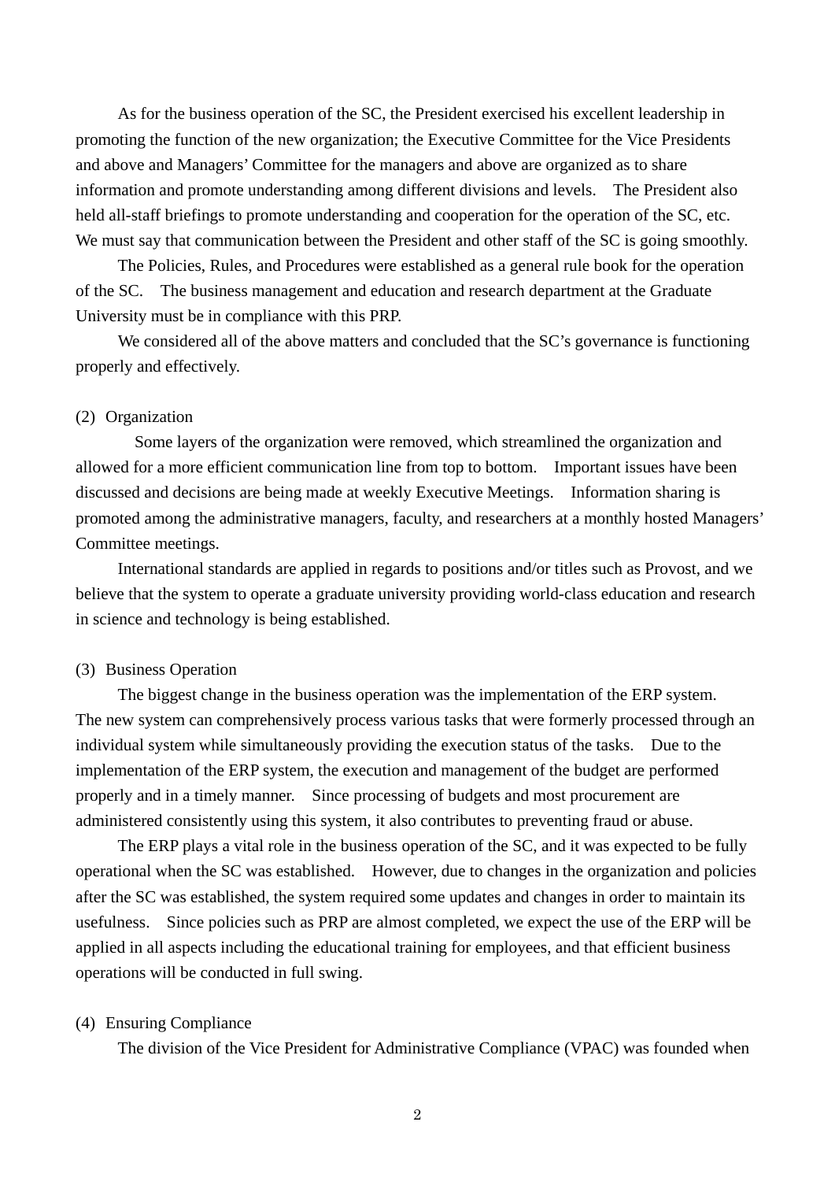As for the business operation of the SC, the President exercised his excellent leadership in promoting the function of the new organization; the Executive Committee for the Vice Presidents and above and Managers' Committee for the managers and above are organized as to share information and promote understanding among different divisions and levels. The President also held all-staff briefings to promote understanding and cooperation for the operation of the SC, etc. We must say that communication between the President and other staff of the SC is going smoothly.

The Policies, Rules, and Procedures were established as a general rule book for the operation of the SC. The business management and education and research department at the Graduate University must be in compliance with this PRP.

We considered all of the above matters and concluded that the SC's governance is functioning properly and effectively.

(2) Organization

Some layers of the organization were removed, which streamlined the organization and allowed for a more efficient communication line from top to bottom. Important issues have been discussed and decisions are being made at weekly Executive Meetings. Information sharing is promoted among the administrative managers, faculty, and researchers at a monthly hosted Managers' Committee meetings.

International standards are applied in regards to positions and/or titles such as Provost, and we believe that the system to operate a graduate university providing world-class education and research in science and technology is being established.

(3) Business Operation

The biggest change in the business operation was the implementation of the ERP system. The new system can comprehensively process various tasks that were formerly processed through an individual system while simultaneously providing the execution status of the tasks. Due to the implementation of the ERP system, the execution and management of the budget are performed properly and in a timely manner. Since processing of budgets and most procurement are administered consistently using this system, it also contributes to preventing fraud or abuse.

The ERP plays a vital role in the business operation of the SC, and it was expected to be fully operational when the SC was established. However, due to changes in the organization and policies after the SC was established, the system required some updates and changes in order to maintain its usefulness. Since policies such as PRP are almost completed, we expect the use of the ERP will be applied in all aspects including the educational training for employees, and that efficient business operations will be conducted in full swing.

(4) Ensuring Compliance

The division of the Vice President for Administrative Compliance (VPAC) was founded when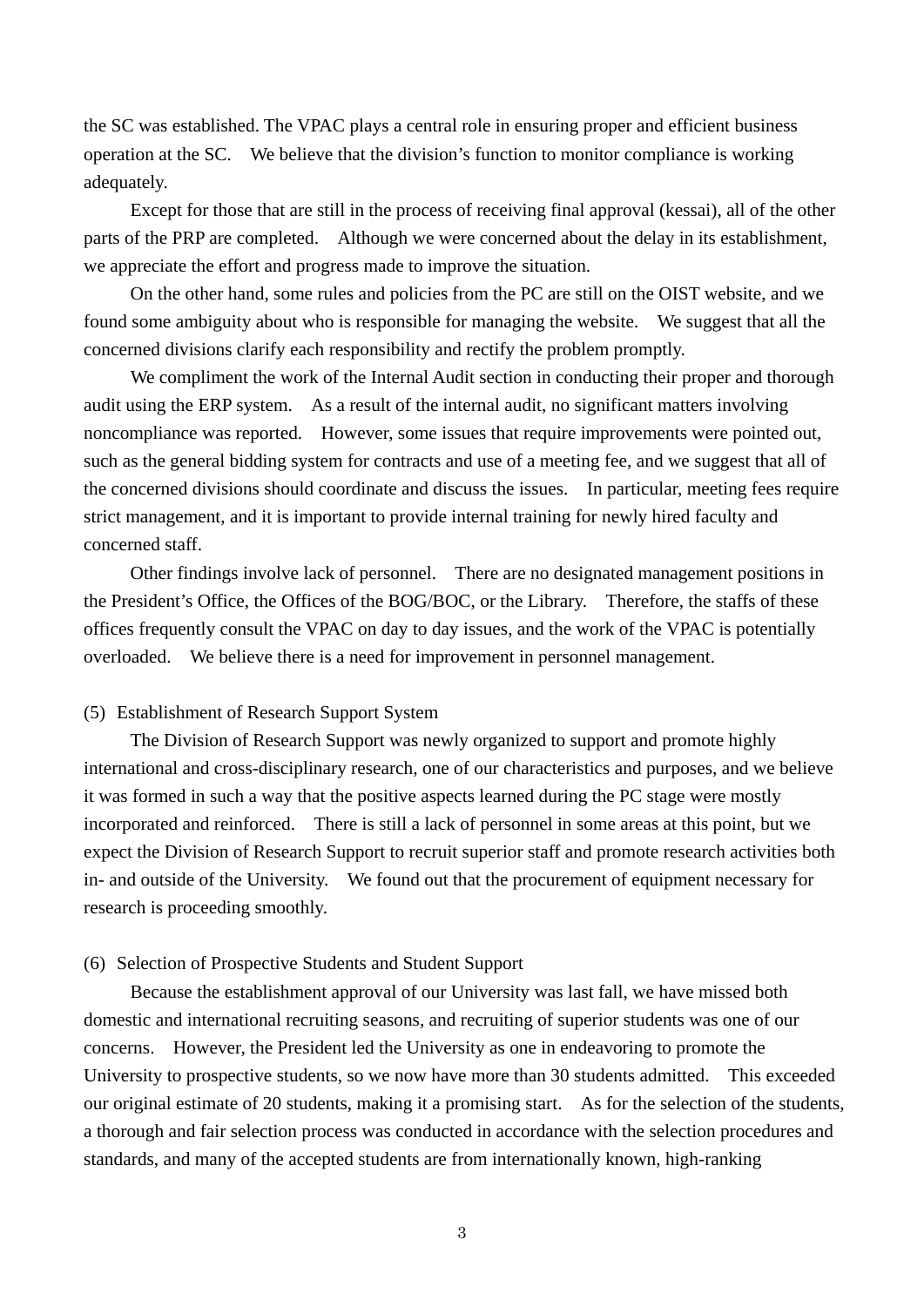the SC was established. The VPAC plays a central role in ensuring proper and efficient business operation at the SC. We believe that the division's function to monitor compliance is working adequately.

Except for those that are still in the process of receiving final approval (kessai), all of the other parts of the PRP are completed. Although we were concerned about the delay in its establishment, we appreciate the effort and progress made to improve the situation.

On the other hand, some rules and policies from the PC are still on the OIST website, and we found some ambiguity about who is responsible for managing the website. We suggest that all the concerned divisions clarify each responsibility and rectify the problem promptly.

We compliment the work of the Internal Audit section in conducting their proper and thorough audit using the ERP system. As a result of the internal audit, no significant matters involving noncompliance was reported. However, some issues that require improvements were pointed out, such as the general bidding system for contracts and use of a meeting fee, and we suggest that all of the concerned divisions should coordinate and discuss the issues. In particular, meeting fees require strict management, and it is important to provide internal training for newly hired faculty and concerned staff.

Other findings involve lack of personnel. There are no designated management positions in the President's Office, the Offices of the BOG/BOC, or the Library. Therefore, the staffs of these offices frequently consult the VPAC on day to day issues, and the work of the VPAC is potentially overloaded. We believe there is a need for improvement in personnel management.

(5) Establishment of Research Support System

The Division of Research Support was newly organized to support and promote highly international and cross-disciplinary research, one of our characteristics and purposes, and we believe it was formed in such a way that the positive aspects learned during the PC stage were mostly incorporated and reinforced. There is still a lack of personnel in some areas at this point, but we expect the Division of Research Support to recruit superior staff and promote research activities both in- and outside of the University. We found out that the procurement of equipment necessary for research is proceeding smoothly.

(6) Selection of Prospective Students and Student Support

Because the establishment approval of our University was last fall, we have missed both domestic and international recruiting seasons, and recruiting of superior students was one of our concerns. However, the President led the University as one in endeavoring to promote the University to prospective students, so we now have more than 30 students admitted. This exceeded our original estimate of 20 students, making it a promising start. As for the selection of the students, a thorough and fair selection process was conducted in accordance with the selection procedures and standards, and many of the accepted students are from internationally known, high-ranking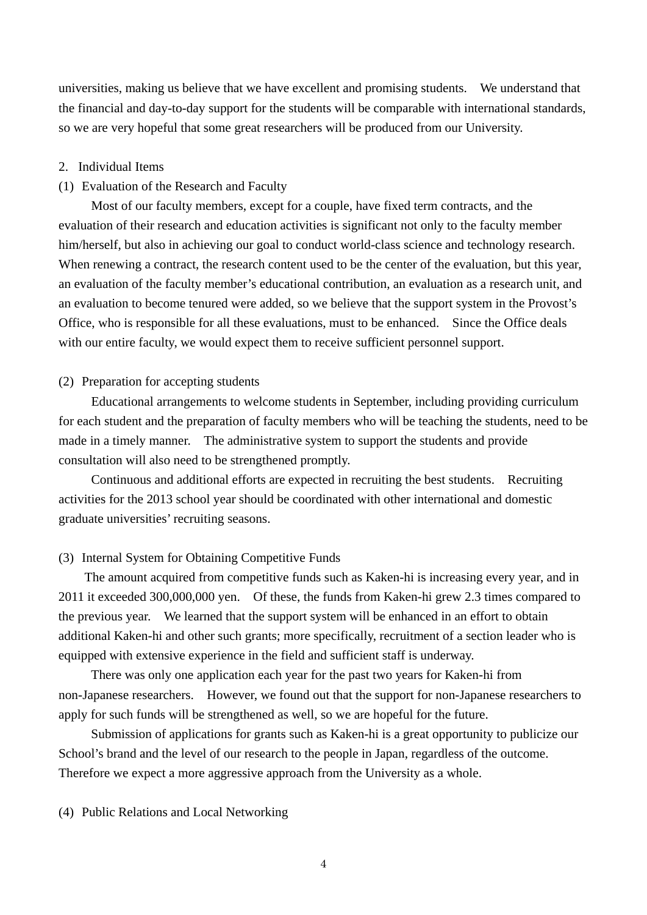universities, making us believe that we have excellent and promising students. We understand that the financial and day-to-day support for the students will be comparable with international standards, so we are very hopeful that some great researchers will be produced from our University.

## 2. Individual Items

### (1) Evaluation of the Research and Faculty

Most of our faculty members, except for a couple, have fixed term contracts, and the evaluation of their research and education activities is significant not only to the faculty member him/herself, but also in achieving our goal to conduct world-class science and technology research. When renewing a contract, the research content used to be the center of the evaluation, but this year, an evaluation of the faculty member's educational contribution, an evaluation as a research unit, and an evaluation to become tenured were added, so we believe that the support system in the Provost's Office, who is responsible for all these evaluations, must to be enhanced. Since the Office deals with our entire faculty, we would expect them to receive sufficient personnel support.

### (2) Preparation for accepting students

Educational arrangements to welcome students in September, including providing curriculum for each student and the preparation of faculty members who will be teaching the students, need to be made in a timely manner. The administrative system to support the students and provide consultation will also need to be strengthened promptly.

Continuous and additional efforts are expected in recruiting the best students. Recruiting activities for the 2013 school year should be coordinated with other international and domestic graduate universities' recruiting seasons.

### (3) Internal System for Obtaining Competitive Funds

The amount acquired from competitive funds such as Kaken-hi is increasing every year, and in 2011 it exceeded 300,000,000 yen. Of these, the funds from Kaken-hi grew 2.3 times compared to the previous year. We learned that the support system will be enhanced in an effort to obtain additional Kaken-hi and other such grants; more specifically, recruitment of a section leader who is equipped with extensive experience in the field and sufficient staff is underway.

There was only one application each year for the past two years for Kaken-hi from non-Japanese researchers. However, we found out that the support for non-Japanese researchers to apply for such funds will be strengthened as well, so we are hopeful for the future.

Submission of applications for grants such as Kaken-hi is a great opportunity to publicize our School's brand and the level of our research to the people in Japan, regardless of the outcome. Therefore we expect a more aggressive approach from the University as a whole.

### (4) Public Relations and Local Networking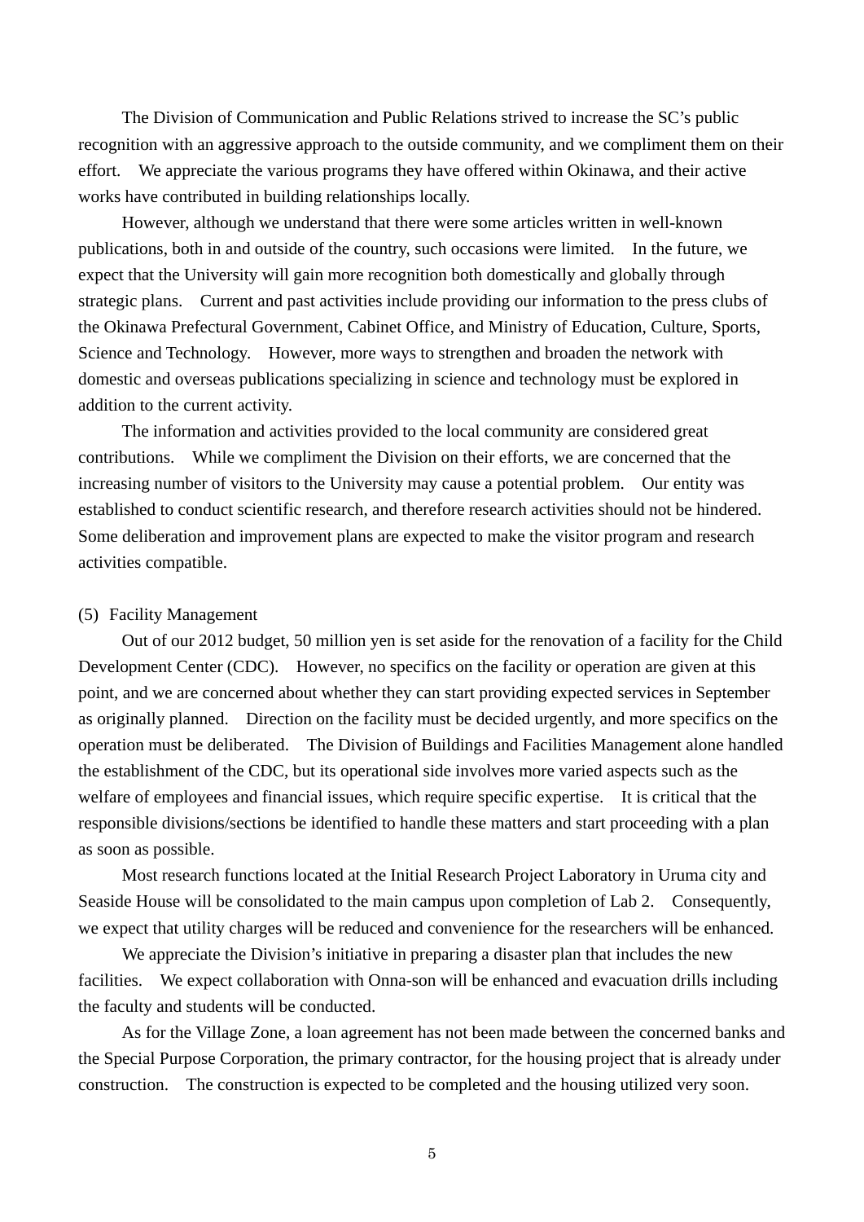The Division of Communication and Public Relations strived to increase the SC's public recognition with an aggressive approach to the outside community, and we compliment them on their effort. We appreciate the various programs they have offered within Okinawa, and their active works have contributed in building relationships locally.

However, although we understand that there were some articles written in well-known publications, both in and outside of the country, such occasions were limited. In the future, we expect that the University will gain more recognition both domestically and globally through strategic plans. Current and past activities include providing our information to the press clubs of the Okinawa Prefectural Government, Cabinet Office, and Ministry of Education, Culture, Sports, Science and Technology. However, more ways to strengthen and broaden the network with domestic and overseas publications specializing in science and technology must be explored in addition to the current activity.

The information and activities provided to the local community are considered great contributions. While we compliment the Division on their efforts, we are concerned that the increasing number of visitors to the University may cause a potential problem. Our entity was established to conduct scientific research, and therefore research activities should not be hindered. Some deliberation and improvement plans are expected to make the visitor program and research activities compatible.

(5) Facility Management

Out of our 2012 budget, 50 million yen is set aside for the renovation of a facility for the Child Development Center (CDC). However, no specifics on the facility or operation are given at this point, and we are concerned about whether they can start providing expected services in September as originally planned. Direction on the facility must be decided urgently, and more specifics on the operation must be deliberated. The Division of Buildings and Facilities Management alone handled the establishment of the CDC, but its operational side involves more varied aspects such as the welfare of employees and financial issues, which require specific expertise. It is critical that the responsible divisions/sections be identified to handle these matters and start proceeding with a plan as soon as possible.

Most research functions located at the Initial Research Project Laboratory in Uruma city and Seaside House will be consolidated to the main campus upon completion of Lab 2. Consequently, we expect that utility charges will be reduced and convenience for the researchers will be enhanced.

We appreciate the Division's initiative in preparing a disaster plan that includes the new facilities. We expect collaboration with Onna-son will be enhanced and evacuation drills including the faculty and students will be conducted.

As for the Village Zone, a loan agreement has not been made between the concerned banks and the Special Purpose Corporation, the primary contractor, for the housing project that is already under construction. The construction is expected to be completed and the housing utilized very soon.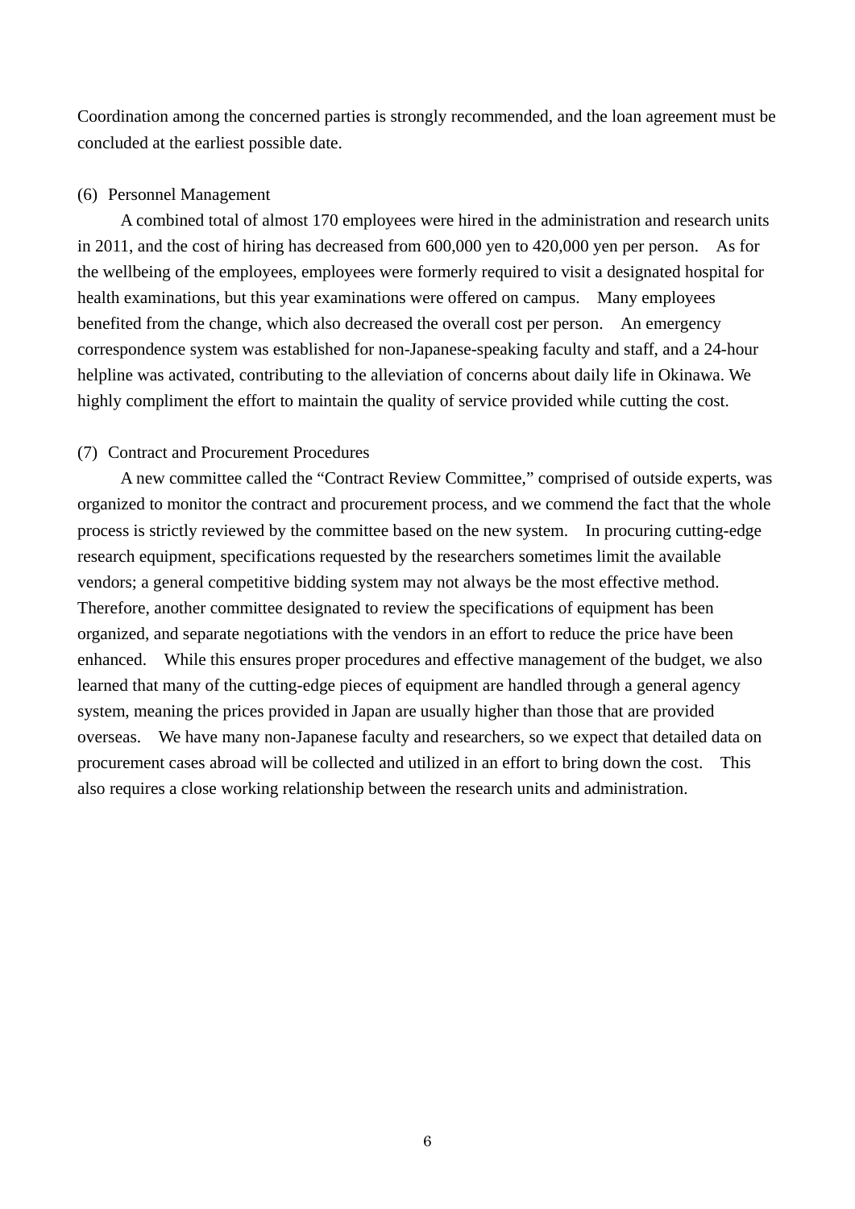Coordination among the concerned parties is strongly recommended, and the loan agreement must be concluded at the earliest possible date.

(6) Personnel Management

A combined total of almost 170 employees were hired in the administration and research units in 2011, and the cost of hiring has decreased from 600,000 yen to 420,000 yen per person. As for the wellbeing of the employees, employees were formerly required to visit a designated hospital for health examinations, but this year examinations were offered on campus. Many employees benefited from the change, which also decreased the overall cost per person. An emergency correspondence system was established for non-Japanese-speaking faculty and staff, and a 24-hour helpline was activated, contributing to the alleviation of concerns about daily life in Okinawa. We highly compliment the effort to maintain the quality of service provided while cutting the cost.

(7) Contract and Procurement Procedures

A new committee called the "Contract Review Committee," comprised of outside experts, was organized to monitor the contract and procurement process, and we commend the fact that the whole process is strictly reviewed by the committee based on the new system. In procuring cutting-edge research equipment, specifications requested by the researchers sometimes limit the available vendors; a general competitive bidding system may not always be the most effective method. Therefore, another committee designated to review the specifications of equipment has been organized, and separate negotiations with the vendors in an effort to reduce the price have been enhanced. While this ensures proper procedures and effective management of the budget, we also learned that many of the cutting-edge pieces of equipment are handled through a general agency system, meaning the prices provided in Japan are usually higher than those that are provided overseas. We have many non-Japanese faculty and researchers, so we expect that detailed data on procurement cases abroad will be collected and utilized in an effort to bring down the cost. This also requires a close working relationship between the research units and administration.